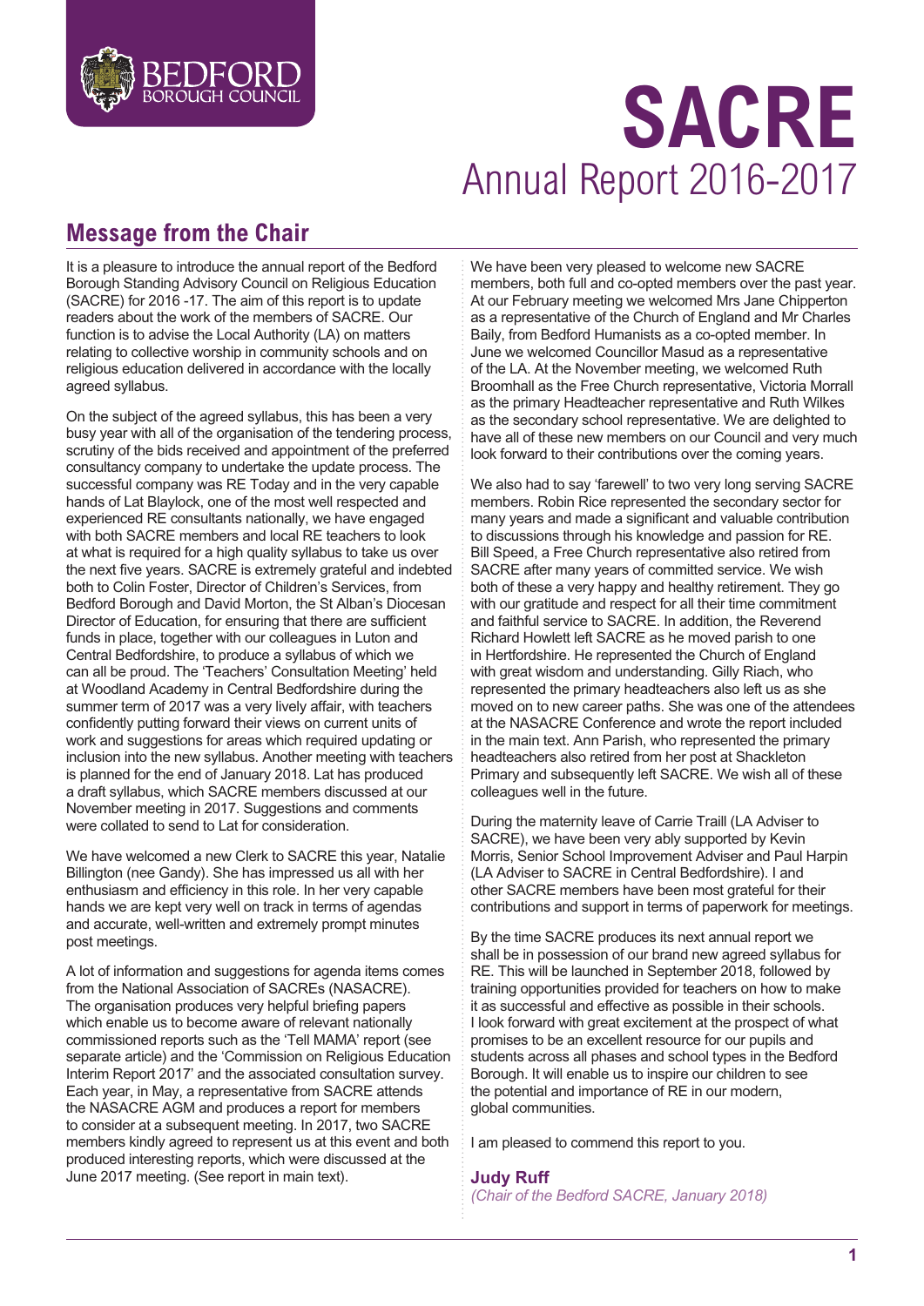BEDFORD BOROUGH COUNCIL

# SACRE

Annual Report 2016-2017

## Message from the Chair

It is a pleasure to introduce the annual report of the Bedford Borough Standing Advisory Council on Religious Education (SACRE) for 2016 -17. The aim of this report is to update readers about the work of the members of SACRE. Our function is to advise the Local Authority (LA) on matters relating to collective worship in community schools and on religious education delivered in accordance with the locally agreed syllabus.

On the subject of the agreed syllabus, this has been a very busy year with all of the organisation of the tendering process, scrutiny of the bids received and appointment of the preferred consultancy company to undertake the update process. The successful company was RE Today and in the very capable hands of Lat Blaylock, one of the most well respected and experienced RE consultants nationally, we have engaged with both SACRE members and local RE teachers to look at what is required for a high quality syllabus to take us over the next five years. SACRE is extremely grateful and indebted both to Colin Foster, Director of Children's Services, from Bedford Borough and David Morton, the St Alban's Diocesan Director of Education, for ensuring that there are sufficient funds in place, together with our colleagues in Luton and Central Bedfordshire, to produce a syllabus of which we can all be proud. The 'Teachers' Consultation Meeting' held at Woodland Academy in Central Bedfordshire during the summer term of 2017 was a very lively affair, with teachers confidently putting forward their views on current units of work and suggestions for areas which required updating or inclusion into the new syllabus. Another meeting with teachers is planned for the end of January 2018. Lat has produced a draft syllabus, which SACRE members discussed at our November meeting in 2017. Suggestions and comments were collated to send to Lat for consideration.

We have welcomed a new Clerk to SACRE this year, Natalie Billington (nee Gandy). She has impressed us all with her enthusiasm and efficiency in this role. In her very capable hands we are kept very well on track in terms of agendas and accurate, well-written and extremely prompt minutes post meetings.

A lot of information and suggestions for agenda items comes from the National Association of SACREs (NASACRE). The organisation produces very helpful briefing papers which enable us to become aware of relevant nationally commissioned reports such as the 'Tell MAMA' report (see separate article) and the 'Commission on Religious Education Interim Report 2017' and the associated consultation survey. Each year, in May, a representative from SACRE attends the NASACRE AGM and produces a report for members to consider at a subsequent meeting. In 2017, two SACRE members kindly agreed to represent us at this event and both produced interesting reports, which were discussed at the June 2017 meeting. (See report in main text).

We have been very pleased to welcome new SACRE members, both full and co-opted members over the past year. At our February meeting we welcomed Mrs Jane Chipperton as a representative of the Church of England and Mr Charles Baily, from Bedford Humanists as a co-opted member. In June we welcomed Councillor Masud as a representative of the LA. At the November meeting, we welcomed Ruth Broomhall as the Free Church representative, Victoria Morrall as the primary Headteacher representative and Ruth Wilkes as the secondary school representative. We are delighted to have all of these new members on our Council and very much look forward to their contributions over the coming years.

We also had to say 'farewell' to two very long serving SACRE members. Robin Rice represented the secondary sector for many years and made a significant and valuable contribution to discussions through his knowledge and passion for RE. Bill Speed, a Free Church representative also retired from SACRE after many years of committed service. We wish both of these a very happy and healthy retirement. They go with our gratitude and respect for all their time commitment and faithful service to SACRE. In addition, the Reverend Richard Howlett left SACRE as he moved parish to one in Hertfordshire. He represented the Church of England with great wisdom and understanding. Gilly Riach, who represented the primary headteachers also left us as she moved on to new career paths. She was one of the attendees at the NASACRE Conference and wrote the report included in the main text. Ann Parish, who represented the primary headteachers also retired from her post at Shackleton Primary and subsequently left SACRE. We wish all of these colleagues well in the future.

During the maternity leave of Carrie Traill (LA Adviser to SACRE), we have been very ably supported by Kevin Morris, Senior School Improvement Adviser and Paul Harpin (LA Adviser to SACRE in Central Bedfordshire). I and other SACRE members have been most grateful for their contributions and support in terms of paperwork for meetings.

By the time SACRE produces its next annual report we shall be in possession of our brand new agreed syllabus for RE. This will be launched in September 2018, followed by training opportunities provided for teachers on how to make it as successful and effective as possible in their schools. I look forward with great excitement at the prospect of what promises to be an excellent resource for our pupils and students across all phases and school types in the Bedford Borough. It will enable us to inspire our children to see the potential and importance of RE in our modern, global communities.

I am pleased to commend this report to you.

**Judy Ruff**
*(Chair of the Bedford SACRE, January 2018)*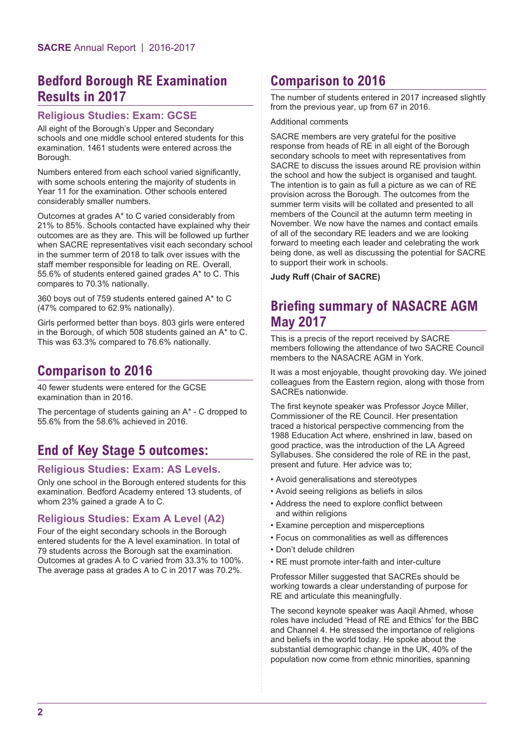## Bedford Borough RE Examination Results in 2017

### Religious Studies: Exam: GCSE

All eight of the Borough's Upper and Secondary schools and one middle school entered students for this examination. 1461 students were entered across the Borough.

Numbers entered from each school varied significantly, with some schools entering the majority of students in Year 11 for the examination. Other schools entered considerably smaller numbers.

Outcomes at grades A* to C varied considerably from 21% to 85%. Schools contacted have explained why their outcomes are as they are. This will be followed up further when SACRE representatives visit each secondary school in the summer term of 2018 to talk over issues with the staff member responsible for leading on RE. Overall, 55.6% of students entered gained grades A* to C. This compares to 70.3% nationally.

360 boys out of 759 students entered gained A* to C (47% compared to 62.9% nationally).

Girls performed better than boys. 803 girls were entered in the Borough, of which 508 students gained an A* to C. This was 63.3% compared to 76.6% nationally.

## Comparison to 2016

40 fewer students were entered for the GCSE examination than in 2016.

The percentage of students gaining an A* - C dropped to 55.6% from the 58.6% achieved in 2016.

## End of Key Stage 5 outcomes:

### Religious Studies: Exam: AS Levels.

Only one school in the Borough entered students for this examination. Bedford Academy entered 13 students, of whom 23% gained a grade A to C.

### Religious Studies: Exam A Level (A2)

Four of the eight secondary schools in the Borough entered students for the A level examination. In total of 79 students across the Borough sat the examination. Outcomes at grades A to C varied from 33.3% to 100%. The average pass at grades A to C in 2017 was 70.2%.

## Comparison to 2016

The number of students entered in 2017 increased slightly from the previous year, up from 67 in 2016.

Additional comments

SACRE members are very grateful for the positive response from heads of RE in all eight of the Borough secondary schools to meet with representatives from SACRE to discuss the issues around RE provision within the school and how the subject is organised and taught. The intention is to gain as full a picture as we can of RE provision across the Borough. The outcomes from the summer term visits will be collated and presented to all members of the Council at the autumn term meeting in November. We now have the names and contact emails of all of the secondary RE leaders and we are looking forward to meeting each leader and celebrating the work being done, as well as discussing the potential for SACRE to support their work in schools.

**Judy Ruff (Chair of SACRE)**

## Briefing summary of NASACRE AGM May 2017

This is a precis of the report received by SACRE members following the attendance of two SACRE Council members to the NASACRE AGM in York.

It was a most enjoyable, thought provoking day. We joined colleagues from the Eastern region, along with those from SACREs nationwide.

The first keynote speaker was Professor Joyce Miller, Commissioner of the RE Council. Her presentation traced a historical perspective commencing from the 1988 Education Act where, enshrined in law, based on good practice, was the introduction of the LA Agreed Syllabuses. She considered the role of RE in the past, present and future. Her advice was to;

- Avoid generalisations and stereotypes
- Avoid seeing religions as beliefs in silos
- Address the need to explore conflict between and within religions
- Examine perception and misperceptions
- Focus on commonalities as well as differences
- Don't delude children
- RE must promote inter-faith and inter-culture

Professor Miller suggested that SACREs should be working towards a clear understanding of purpose for RE and articulate this meaningfully.

The second keynote speaker was Aaqil Ahmed, whose roles have included 'Head of RE and Ethics' for the BBC and Channel 4. He stressed the importance of religions and beliefs in the world today. He spoke about the substantial demographic change in the UK, 40% of the population now come from ethnic minorities, spanning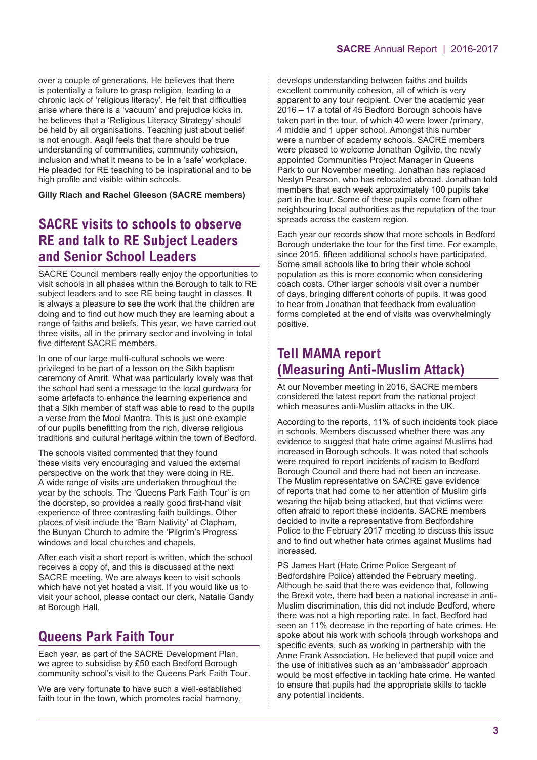over a couple of generations. He believes that there is potentially a failure to grasp religion, leading to a chronic lack of 'religious literacy'. He felt that difficulties arise where there is a 'vacuum' and prejudice kicks in. he believes that a 'Religious Literacy Strategy' should be held by all organisations. Teaching just about belief is not enough. Aaqil feels that there should be true understanding of communities, community cohesion, inclusion and what it means to be in a 'safe' workplace. He pleaded for RE teaching to be inspirational and to be high profile and visible within schools.

**Gilly Riach and Rachel Gleeson (SACRE members)**

## SACRE visits to schools to observe RE and talk to RE Subject Leaders and Senior School Leaders

SACRE Council members really enjoy the opportunities to visit schools in all phases within the Borough to talk to RE subject leaders and to see RE being taught in classes. It is always a pleasure to see the work that the children are doing and to find out how much they are learning about a range of faiths and beliefs. This year, we have carried out three visits, all in the primary sector and involving in total five different SACRE members.

In one of our large multi-cultural schools we were privileged to be part of a lesson on the Sikh baptism ceremony of Amrit. What was particularly lovely was that the school had sent a message to the local gurdwara for some artefacts to enhance the learning experience and that a Sikh member of staff was able to read to the pupils a verse from the Mool Mantra. This is just one example of our pupils benefitting from the rich, diverse religious traditions and cultural heritage within the town of Bedford.

The schools visited commented that they found these visits very encouraging and valued the external perspective on the work that they were doing in RE. A wide range of visits are undertaken throughout the year by the schools. The 'Queens Park Faith Tour' is on the doorstep, so provides a really good first-hand visit experience of three contrasting faith buildings. Other places of visit include the 'Barn Nativity' at Clapham, the Bunyan Church to admire the 'Pilgrim's Progress' windows and local churches and chapels.

After each visit a short report is written, which the school receives a copy of, and this is discussed at the next SACRE meeting. We are always keen to visit schools which have not yet hosted a visit. If you would like us to visit your school, please contact our clerk, Natalie Gandy at Borough Hall.

## Queens Park Faith Tour

Each year, as part of the SACRE Development Plan, we agree to subsidise by £50 each Bedford Borough community school's visit to the Queens Park Faith Tour.

We are very fortunate to have such a well-established faith tour in the town, which promotes racial harmony, develops understanding between faiths and builds excellent community cohesion, all of which is very apparent to any tour recipient. Over the academic year 2016 – 17 a total of 45 Bedford Borough schools have taken part in the tour, of which 40 were lower /primary, 4 middle and 1 upper school. Amongst this number were a number of academy schools. SACRE members were pleased to welcome Jonathan Ogilvie, the newly appointed Communities Project Manager in Queens Park to our November meeting. Jonathan has replaced Neslyn Pearson, who has relocated abroad. Jonathan told members that each week approximately 100 pupils take part in the tour. Some of these pupils come from other neighbouring local authorities as the reputation of the tour spreads across the eastern region.

Each year our records show that more schools in Bedford Borough undertake the tour for the first time. For example, since 2015, fifteen additional schools have participated. Some small schools like to bring their whole school population as this is more economic when considering coach costs. Other larger schools visit over a number of days, bringing different cohorts of pupils. It was good to hear from Jonathan that feedback from evaluation forms completed at the end of visits was overwhelmingly positive.

## Tell MAMA report (Measuring Anti-Muslim Attack)

At our November meeting in 2016, SACRE members considered the latest report from the national project which measures anti-Muslim attacks in the UK.

According to the reports, 11% of such incidents took place in schools. Members discussed whether there was any evidence to suggest that hate crime against Muslims had increased in Borough schools. It was noted that schools were required to report incidents of racism to Bedford Borough Council and there had not been an increase. The Muslim representative on SACRE gave evidence of reports that had come to her attention of Muslim girls wearing the hijab being attacked, but that victims were often afraid to report these incidents. SACRE members decided to invite a representative from Bedfordshire Police to the February 2017 meeting to discuss this issue and to find out whether hate crimes against Muslims had increased.

PS James Hart (Hate Crime Police Sergeant of Bedfordshire Police) attended the February meeting. Although he said that there was evidence that, following the Brexit vote, there had been a national increase in anti-Muslim discrimination, this did not include Bedford, where there was not a high reporting rate. In fact, Bedford had seen an 11% decrease in the reporting of hate crimes. He spoke about his work with schools through workshops and specific events, such as working in partnership with the Anne Frank Association. He believed that pupil voice and the use of initiatives such as an 'ambassador' approach would be most effective in tackling hate crime. He wanted to ensure that pupils had the appropriate skills to tackle any potential incidents.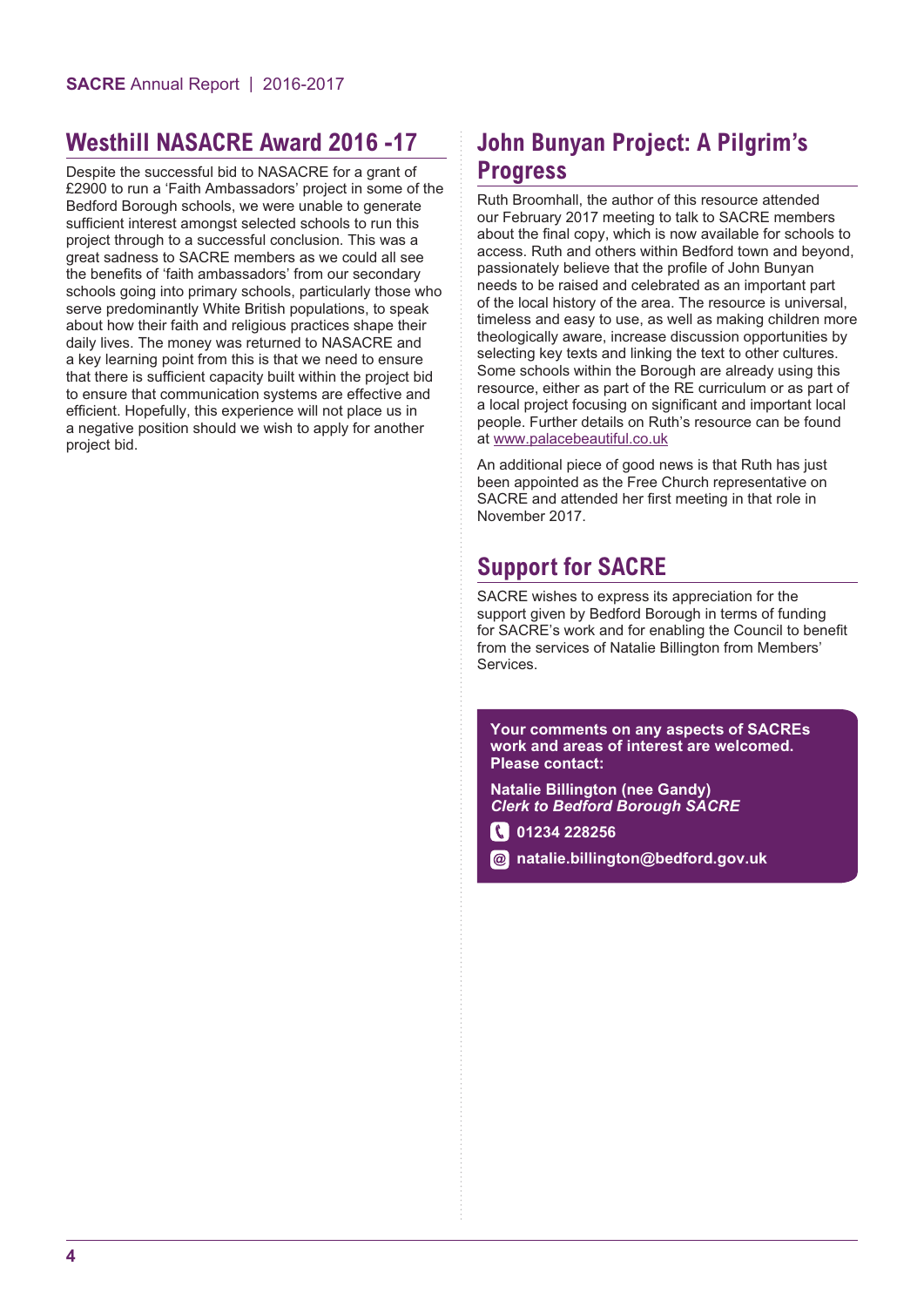## Westhill NASACRE Award 2016 -17

Despite the successful bid to NASACRE for a grant of £2900 to run a 'Faith Ambassadors' project in some of the Bedford Borough schools, we were unable to generate sufficient interest amongst selected schools to run this project through to a successful conclusion. This was a great sadness to SACRE members as we could all see the benefits of 'faith ambassadors' from our secondary schools going into primary schools, particularly those who serve predominantly White British populations, to speak about how their faith and religious practices shape their daily lives. The money was returned to NASACRE and a key learning point from this is that we need to ensure that there is sufficient capacity built within the project bid to ensure that communication systems are effective and efficient. Hopefully, this experience will not place us in a negative position should we wish to apply for another project bid.

## John Bunyan Project: A Pilgrim's Progress

Ruth Broomhall, the author of this resource attended our February 2017 meeting to talk to SACRE members about the final copy, which is now available for schools to access. Ruth and others within Bedford town and beyond, passionately believe that the profile of John Bunyan needs to be raised and celebrated as an important part of the local history of the area. The resource is universal, timeless and easy to use, as well as making children more theologically aware, increase discussion opportunities by selecting key texts and linking the text to other cultures. Some schools within the Borough are already using this resource, either as part of the RE curriculum or as part of a local project focusing on significant and important local people. Further details on Ruth's resource can be found at www.palacebeautiful.co.uk

An additional piece of good news is that Ruth has just been appointed as the Free Church representative on SACRE and attended her first meeting in that role in November 2017.

## Support for SACRE

SACRE wishes to express its appreciation for the support given by Bedford Borough in terms of funding for SACRE's work and for enabling the Council to benefit from the services of Natalie Billington from Members' Services.

**Your comments on any aspects of SACREs work and areas of interest are welcomed. Please contact:**

**Natalie Billington (nee Gandy)**
***Clerk to Bedford Borough SACRE***

**01234 228256**

**natalie.billington@bedford.gov.uk**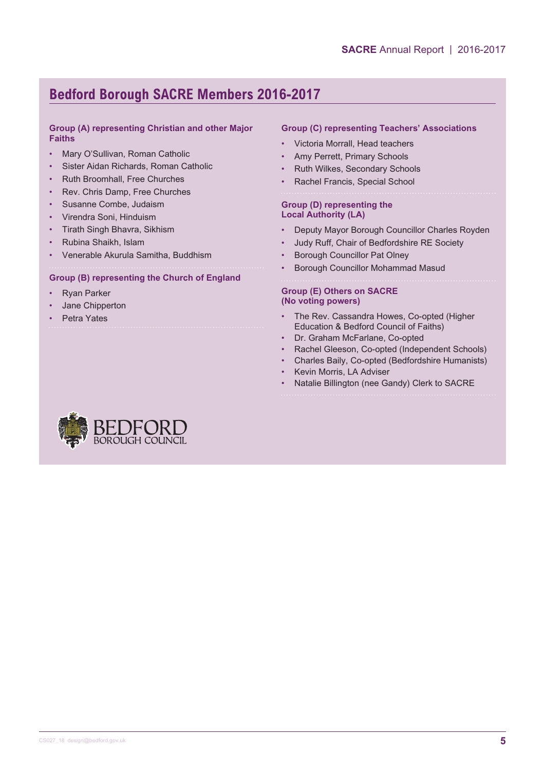# Bedford Borough SACRE Members 2016-2017

### Group (A) representing Christian and other Major Faiths

- Mary O'Sullivan, Roman Catholic
- Sister Aidan Richards, Roman Catholic
- Ruth Broomhall, Free Churches
- Rev. Chris Damp, Free Churches
- Susanne Combe, Judaism
- Virendra Soni, Hinduism
- Tirath Singh Bhavra, Sikhism
- Rubina Shaikh, Islam
- Venerable Akurula Samitha, Buddhism

### Group (B) representing the Church of England

- Ryan Parker
- Jane Chipperton
- Petra Yates

### Group (C) representing Teachers' Associations

- Victoria Morrall, Head teachers
- Amy Perrett, Primary Schools
- Ruth Wilkes, Secondary Schools
- Rachel Francis, Special School

### Group (D) representing the Local Authority (LA)

- Deputy Mayor Borough Councillor Charles Royden
- Judy Ruff, Chair of Bedfordshire RE Society
- Borough Councillor Pat Olney
- Borough Councillor Mohammad Masud

### Group (E) Others on SACRE (No voting powers)

- The Rev. Cassandra Howes, Co-opted (Higher Education & Bedford Council of Faiths)
- Dr. Graham McFarlane, Co-opted
- Rachel Gleeson, Co-opted (Independent Schools)
- Charles Baily, Co-opted (Bedfordshire Humanists)
- Kevin Morris, LA Adviser
- Natalie Billington (nee Gandy) Clerk to SACRE

BEDFORD BOROUGH COUNCIL

CS027_18 design@bedford.gov.uk